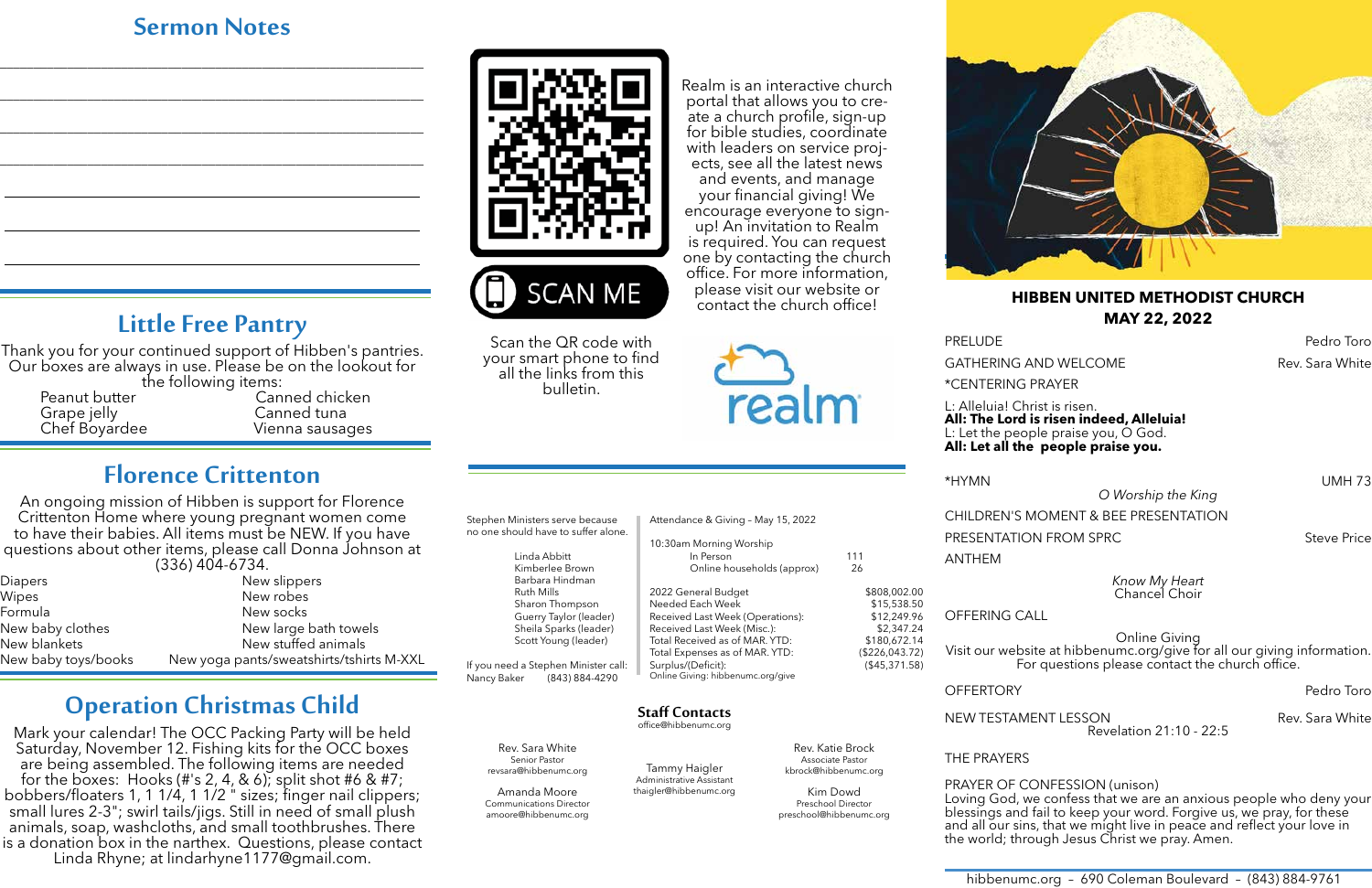## Sermon Notes

## Little Free Pantry

Thank you for your continued support of Hibben's pantries. Our boxes are always in use. Please be on the lookout for the following items:

| | |
|---|---|
| Peanut butter | Canned chicken |
| Grape jelly | Canned tuna |
| Chef Boyardee | Vienna sausages |

## Florence Crittenton

An ongoing mission of Hibben is support for Florence Crittenton Home where young pregnant women come to have their babies. All items must be NEW. If you have questions about other items, please call Donna Johnson at (336) 404-6734.

| | |
|---|---|
| Diapers | New slippers |
| Wipes | New robes |
| Formula | New socks |
| New baby clothes | New large bath towels |
| New blankets | New stuffed animals |
| New baby toys/books | New yoga pants/sweatshirts/tshirts M-XXL |

## Operation Christmas Child

Mark your calendar! The OCC Packing Party will be held Saturday, November 12. Fishing kits for the OCC boxes are being assembled. The following items are needed for the boxes: Hooks (#'s 2, 4, & 6); split shot #6 & #7; bobbers/floaters 1, 1 1/4, 1 1/2 " sizes; finger nail clippers; small lures 2-3"; swirl tails/jigs. Still in need of small plush animals, soap, washcloths, and small toothbrushes. There is a donation box in the narthex. Questions, please contact Linda Rhyne; at lindarhyne1177@gmail.com.

SCAN ME

Scan the QR code with your smart phone to find all the links from this bulletin.

Realm is an interactive church portal that allows you to create a church profile, sign-up for bible studies, coordinate with leaders on service projects, see all the latest news and events, and manage your financial giving! We encourage everyone to sign-up! An invitation to Realm is required. You can request one by contacting the church office. For more information, please visit our website or contact the church office!

realm

Stephen Ministers serve because no one should have to suffer alone.

Linda Abbitt
Kimberlee Brown
Barbara Hindman
Ruth Mills
Sharon Thompson
Guerry Taylor (leader)
Sheila Sparks (leader)
Scott Young (leader)

If you need a Stephen Minister call:
Nancy Baker (843) 884-4290

Attendance & Giving – May 15, 2022

10:30am Morning Worship

| | |
|---|---|
| In Person | 111 |
| Online households (approx) | 26 |

| | |
|---|---|
| 2022 General Budget | $808,002.00 |
| Needed Each Week | $15,538.50 |
| Received Last Week (Operations): | $12,249.96 |
| Received Last Week (Misc.): | $2,347.24 |
| Total Received as of MAR. YTD: | $180,672.14 |
| Total Expenses as of MAR. YTD: | ($226,043.72) |
| Surplus/(Deficit): | ($45,371.58) |

Online Giving: hibbenumc.org/give

### Staff Contacts

office@hibbenumc.org

Rev. Sara White
Senior Pastor
revsara@hibbenumc.org

Amanda Moore
Communications Director
amoore@hibbenumc.org

Tammy Haigler
Administrative Assistant
thaigler@hibbenumc.org

Rev. Katie Brock
Associate Pastor
kbrock@hibbenumc.org

Kim Dowd
Preschool Director
preschool@hibbenumc.org

# HIBBEN UNITED METHODIST CHURCH
## MAY 22, 2022

PRELUDE — Pedro Toro

GATHERING AND WELCOME — Rev. Sara White

*CENTERING PRAYER

L: Alleluia! Christ is risen.
**All: The Lord is risen indeed, Alleluia!**
L: Let the people praise you, O God.
**All: Let all the people praise you.**

*HYMN — UMH 73
*O Worship the King*

CHILDREN'S MOMENT & BEE PRESENTATION

PRESENTATION FROM SPRC — Steve Price

ANTHEM
*Know My Heart*
Chancel Choir

OFFERING CALL

Online Giving
Visit our website at hibbenumc.org/give for all our giving information. For questions please contact the church office.

OFFERTORY — Pedro Toro

NEW TESTAMENT LESSON — Rev. Sara White
Revelation 21:10 - 22:5

THE PRAYERS

PRAYER OF CONFESSION (unison)
Loving God, we confess that we are an anxious people who deny your blessings and fail to keep your word. Forgive us, we pray, for these and all our sins, that we might live in peace and reflect your love in the world; through Jesus Christ we pray. Amen.

hibbenumc.org – 690 Coleman Boulevard – (843) 884-9761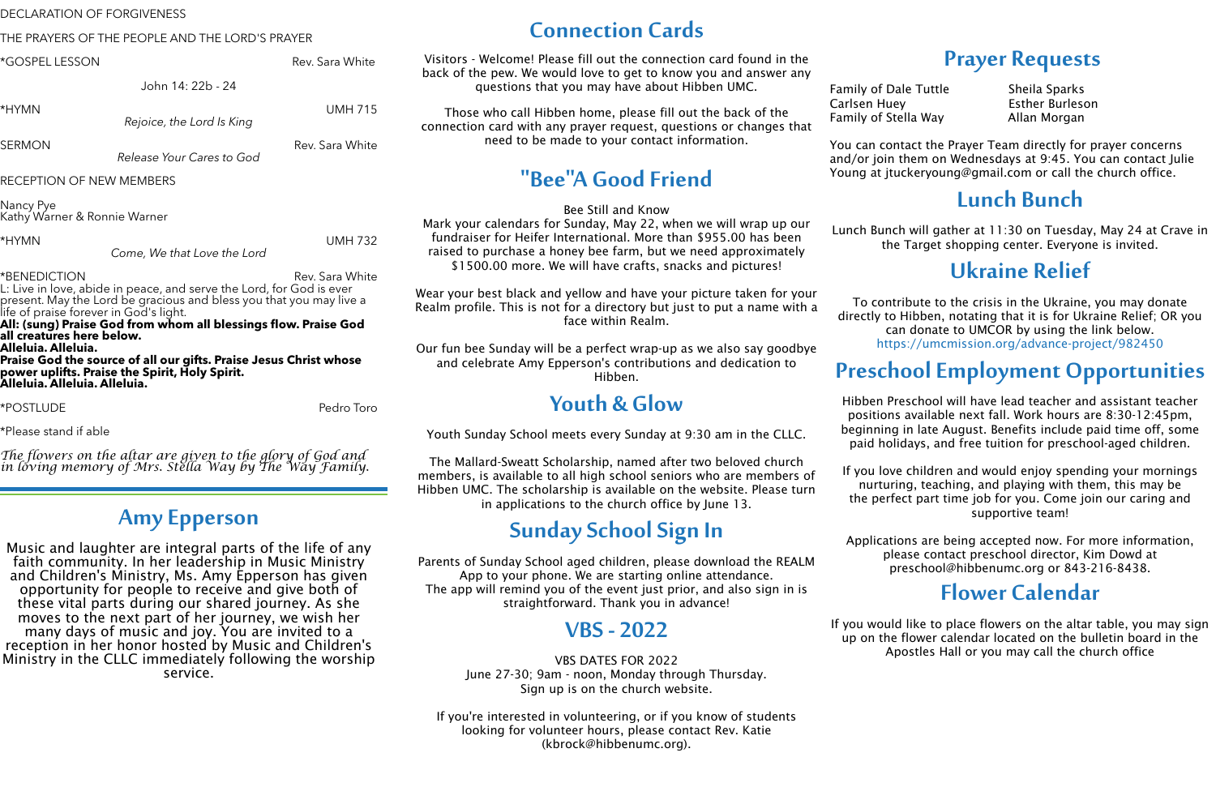DECLARATION OF FORGIVENESS

THE PRAYERS OF THE PEOPLE AND THE LORD'S PRAYER

*GOSPEL LESSON — Rev. Sara White

John 14: 22b - 24

*HYMN — UMH 715

*Rejoice, the Lord Is King*

SERMON — Rev. Sara White

*Release Your Cares to God*

RECEPTION OF NEW MEMBERS

Nancy Pye
Kathy Warner & Ronnie Warner

*HYMN — UMH 732

*Come, We that Love the Lord*

*BENEDICTION — Rev. Sara White

L: Live in love, abide in peace, and serve the Lord, for God is ever present. May the Lord be gracious and bless you that you may live a life of praise forever in God's light.

**All: (sung) Praise God from whom all blessings flow. Praise God all creatures here below.**
**Alleluia. Alleluia.**
**Praise God the source of all our gifts. Praise Jesus Christ whose power uplifts. Praise the Spirit, Holy Spirit.**
**Alleluia. Alleluia. Alleluia.**

*POSTLUDE — Pedro Toro

*Please stand if able

*The flowers on the altar are given to the glory of God and in loving memory of Mrs. Stella Way by The Way Family.*

## Amy Epperson

Music and laughter are integral parts of the life of any faith community. In her leadership in Music Ministry and Children's Ministry, Ms. Amy Epperson has given opportunity for people to receive and give both of these vital parts during our shared journey. As she moves to the next part of her journey, we wish her many days of music and joy. You are invited to a reception in her honor hosted by Music and Children's Ministry in the CLLC immediately following the worship service.

## Connection Cards

Visitors - Welcome! Please fill out the connection card found in the back of the pew. We would love to get to know you and answer any questions that you may have about Hibben UMC.

Those who call Hibben home, please fill out the back of the connection card with any prayer request, questions or changes that need to be made to your contact information.

## "Bee"A Good Friend

Bee Still and Know
Mark your calendars for Sunday, May 22, when we will wrap up our fundraiser for Heifer International. More than $955.00 has been raised to purchase a honey bee farm, but we need approximately $1500.00 more. We will have crafts, snacks and pictures!

Wear your best black and yellow and have your picture taken for your Realm profile. This is not for a directory but just to put a name with a face within Realm.

Our fun bee Sunday will be a perfect wrap-up as we also say goodbye and celebrate Amy Epperson's contributions and dedication to Hibben.

## Youth & Glow

Youth Sunday School meets every Sunday at 9:30 am in the CLLC.

The Mallard-Sweatt Scholarship, named after two beloved church members, is available to all high school seniors who are members of Hibben UMC. The scholarship is available on the website. Please turn in applications to the church office by June 13.

## Sunday School Sign In

Parents of Sunday School aged children, please download the REALM App to your phone. We are starting online attendance.
The app will remind you of the event just prior, and also sign in is straightforward. Thank you in advance!

## VBS - 2022

VBS DATES FOR 2022
June 27-30; 9am - noon, Monday through Thursday.
Sign up is on the church website.

If you're interested in volunteering, or if you know of students looking for volunteer hours, please contact Rev. Katie (kbrock@hibbenumc.org).

## Prayer Requests

Family of Dale Tuttle
Carlsen Huey
Family of Stella Way
Sheila Sparks
Esther Burleson
Allan Morgan

You can contact the Prayer Team directly for prayer concerns and/or join them on Wednesdays at 9:45. You can contact Julie Young at jtuckeryoung@gmail.com or call the church office.

## Lunch Bunch

Lunch Bunch will gather at 11:30 on Tuesday, May 24 at Crave in the Target shopping center. Everyone is invited.

## Ukraine Relief

To contribute to the crisis in the Ukraine, you may donate directly to Hibben, notating that it is for Ukraine Relief; OR you can donate to UMCOR by using the link below.
https://umcmission.org/advance-project/982450

## Preschool Employment Opportunities

Hibben Preschool will have lead teacher and assistant teacher positions available next fall. Work hours are 8:30-12:45pm, beginning in late August. Benefits include paid time off, some paid holidays, and free tuition for preschool-aged children.

If you love children and would enjoy spending your mornings nurturing, teaching, and playing with them, this may be the perfect part time job for you. Come join our caring and supportive team!

Applications are being accepted now. For more information, please contact preschool director, Kim Dowd at preschool@hibbenumc.org or 843-216-8438.

## Flower Calendar

If you would like to place flowers on the altar table, you may sign up on the flower calendar located on the bulletin board in the Apostles Hall or you may call the church office